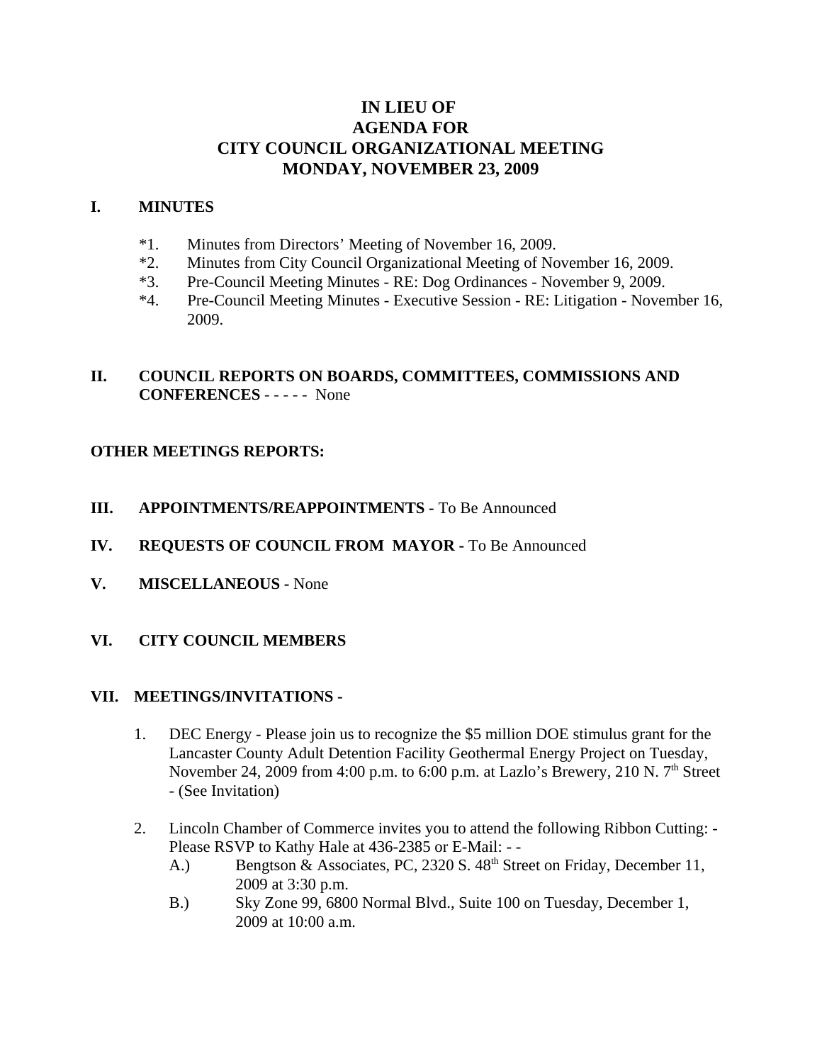# IN LIEU OF
# AGENDA FOR
# CITY COUNCIL ORGANIZATIONAL MEETING
# MONDAY, NOVEMBER 23, 2009

## I. MINUTES

*1. Minutes from Directors' Meeting of November 16, 2009.
*2. Minutes from City Council Organizational Meeting of November 16, 2009.
*3. Pre-Council Meeting Minutes - RE: Dog Ordinances - November 9, 2009.
*4. Pre-Council Meeting Minutes - Executive Session - RE: Litigation - November 16, 2009.

## II. COUNCIL REPORTS ON BOARDS, COMMITTEES, COMMISSIONS AND CONFERENCES - - - - - None

**OTHER MEETINGS REPORTS:**

## III. APPOINTMENTS/REAPPOINTMENTS - To Be Announced

## IV. REQUESTS OF COUNCIL FROM MAYOR - To Be Announced

## V. MISCELLANEOUS - None

## VI. CITY COUNCIL MEMBERS

## VII. MEETINGS/INVITATIONS -

1. DEC Energy - Please join us to recognize the $5 million DOE stimulus grant for the Lancaster County Adult Detention Facility Geothermal Energy Project on Tuesday, November 24, 2009 from 4:00 p.m. to 6:00 p.m. at Lazlo's Brewery, 210 N. 7th Street - (See Invitation)

2. Lincoln Chamber of Commerce invites you to attend the following Ribbon Cutting: - Please RSVP to Kathy Hale at 436-2385 or E-Mail: - -
   - A.) Bengtson & Associates, PC, 2320 S. 48th Street on Friday, December 11, 2009 at 3:30 p.m.
   - B.) Sky Zone 99, 6800 Normal Blvd., Suite 100 on Tuesday, December 1, 2009 at 10:00 a.m.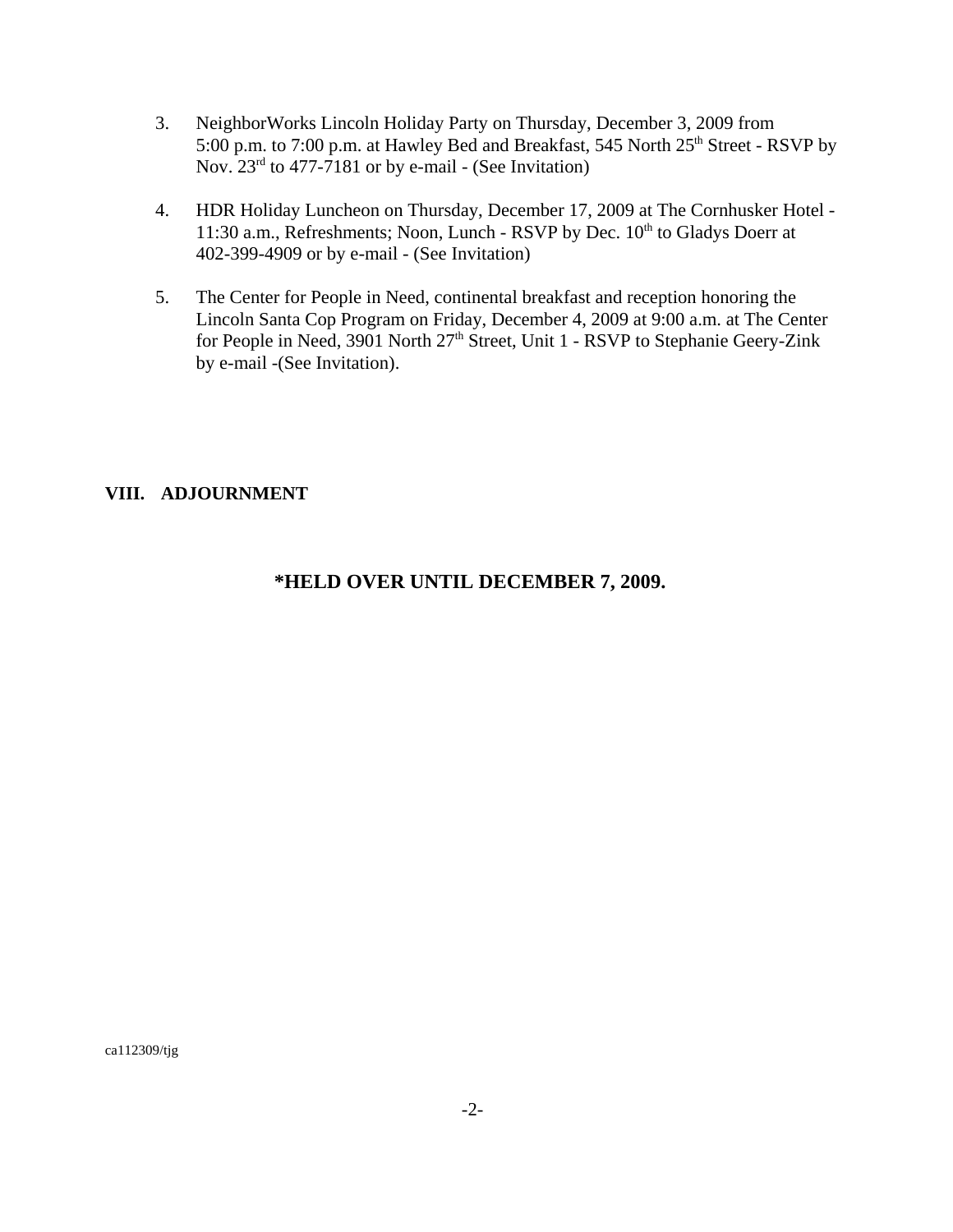3. NeighborWorks Lincoln Holiday Party on Thursday, December 3, 2009 from 5:00 p.m. to 7:00 p.m. at Hawley Bed and Breakfast, 545 North 25th Street - RSVP by Nov. 23rd to 477-7181 or by e-mail - (See Invitation)

4. HDR Holiday Luncheon on Thursday, December 17, 2009 at The Cornhusker Hotel - 11:30 a.m., Refreshments; Noon, Lunch - RSVP by Dec. 10th to Gladys Doerr at 402-399-4909 or by e-mail - (See Invitation)

5. The Center for People in Need, continental breakfast and reception honoring the Lincoln Santa Cop Program on Friday, December 4, 2009 at 9:00 a.m. at The Center for People in Need, 3901 North 27th Street, Unit 1 - RSVP to Stephanie Geery-Zink by e-mail -(See Invitation).

**VIII. ADJOURNMENT**

**\*HELD OVER UNTIL DECEMBER 7, 2009.**

ca112309/tjg